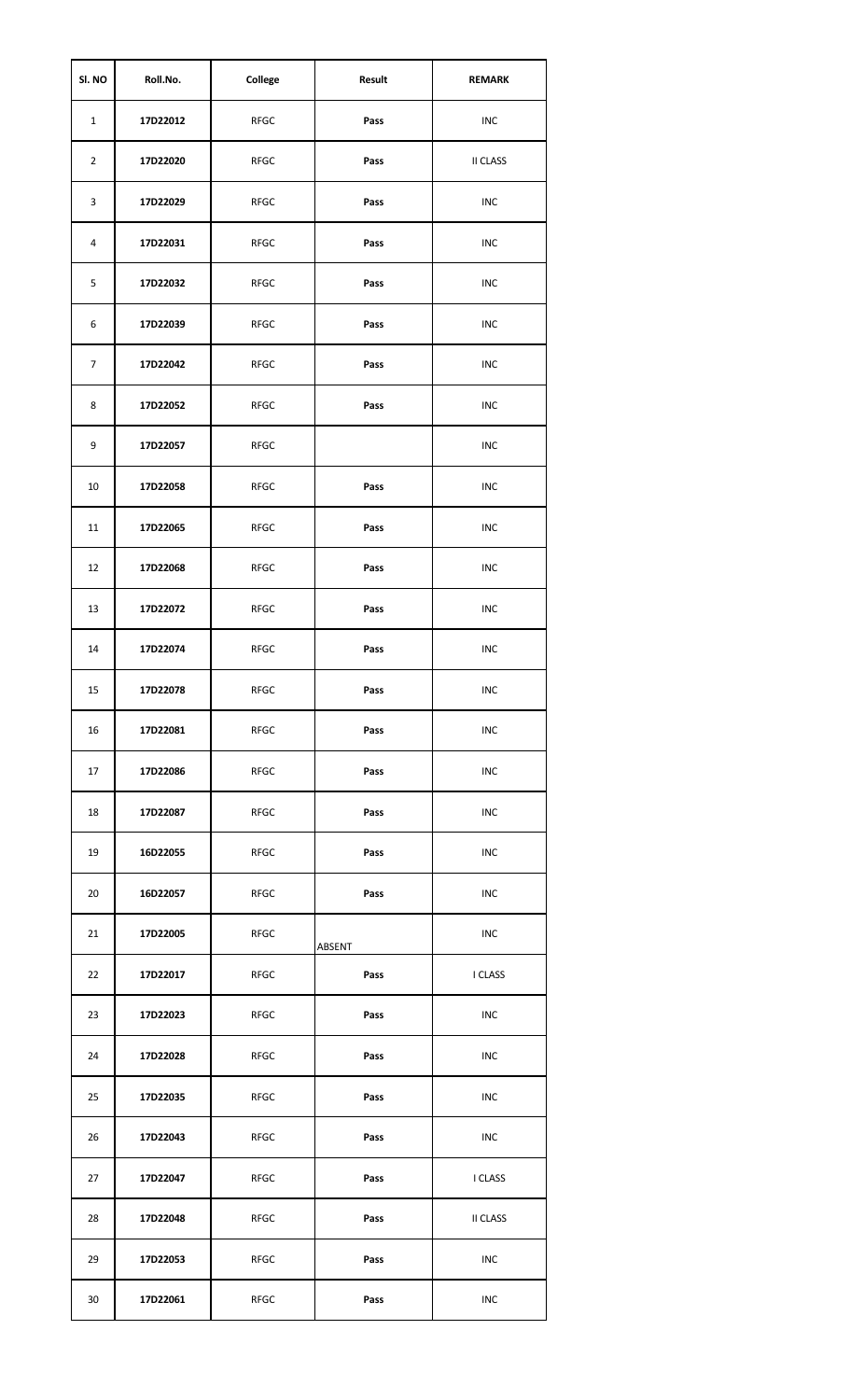| Sl. NO | Roll.No. | College | Result | REMARK |
|---|---|---|---|---|
| 1 | 17D22012 | RFGC | Pass | INC |
| 2 | 17D22020 | RFGC | Pass | II CLASS |
| 3 | 17D22029 | RFGC | Pass | INC |
| 4 | 17D22031 | RFGC | Pass | INC |
| 5 | 17D22032 | RFGC | Pass | INC |
| 6 | 17D22039 | RFGC | Pass | INC |
| 7 | 17D22042 | RFGC | Pass | INC |
| 8 | 17D22052 | RFGC | Pass | INC |
| 9 | 17D22057 | RFGC | | INC |
| 10 | 17D22058 | RFGC | Pass | INC |
| 11 | 17D22065 | RFGC | Pass | INC |
| 12 | 17D22068 | RFGC | Pass | INC |
| 13 | 17D22072 | RFGC | Pass | INC |
| 14 | 17D22074 | RFGC | Pass | INC |
| 15 | 17D22078 | RFGC | Pass | INC |
| 16 | 17D22081 | RFGC | Pass | INC |
| 17 | 17D22086 | RFGC | Pass | INC |
| 18 | 17D22087 | RFGC | Pass | INC |
| 19 | 16D22055 | RFGC | Pass | INC |
| 20 | 16D22057 | RFGC | Pass | INC |
| 21 | 17D22005 | RFGC | ABSENT | INC |
| 22 | 17D22017 | RFGC | Pass | I CLASS |
| 23 | 17D22023 | RFGC | Pass | INC |
| 24 | 17D22028 | RFGC | Pass | INC |
| 25 | 17D22035 | RFGC | Pass | INC |
| 26 | 17D22043 | RFGC | Pass | INC |
| 27 | 17D22047 | RFGC | Pass | I CLASS |
| 28 | 17D22048 | RFGC | Pass | II CLASS |
| 29 | 17D22053 | RFGC | Pass | INC |
| 30 | 17D22061 | RFGC | Pass | INC |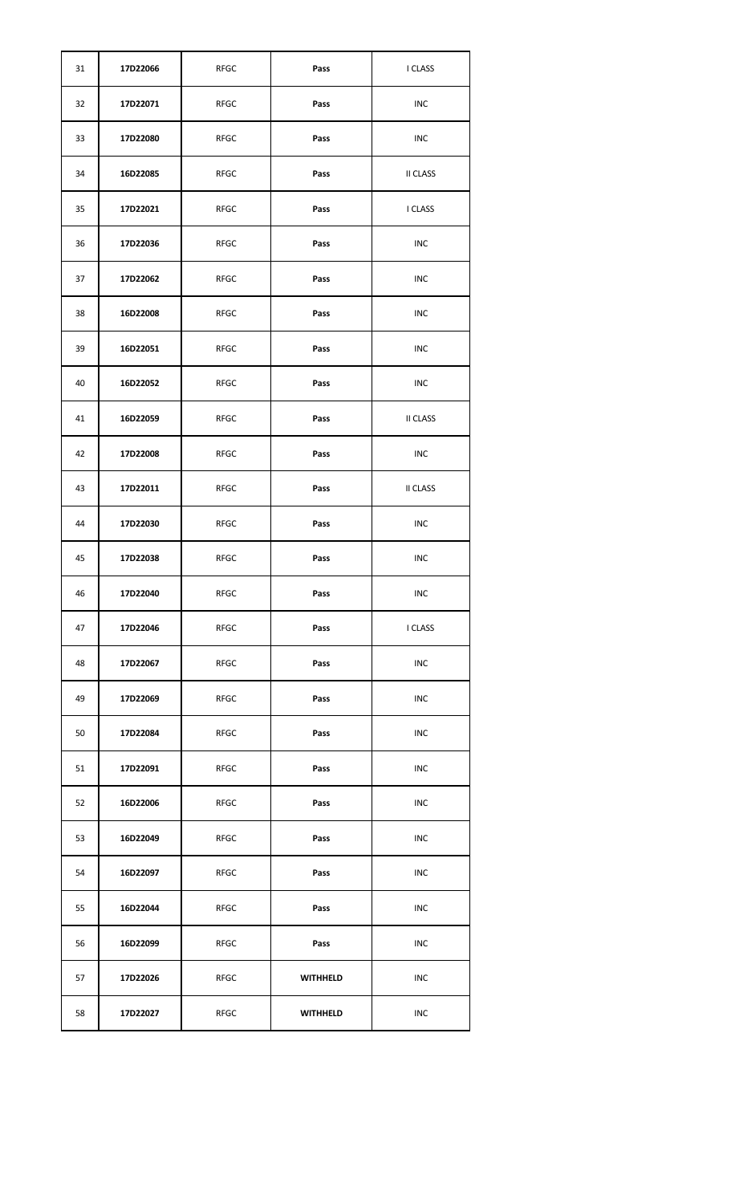| | | | | |
|---|---|---|---|---|
| 31 | **17D22066** | RFGC | **Pass** | I CLASS |
| 32 | **17D22071** | RFGC | **Pass** | INC |
| 33 | **17D22080** | RFGC | **Pass** | INC |
| 34 | **16D22085** | RFGC | **Pass** | II CLASS |
| 35 | **17D22021** | RFGC | **Pass** | I CLASS |
| 36 | **17D22036** | RFGC | **Pass** | INC |
| 37 | **17D22062** | RFGC | **Pass** | INC |
| 38 | **16D22008** | RFGC | **Pass** | INC |
| 39 | **16D22051** | RFGC | **Pass** | INC |
| 40 | **16D22052** | RFGC | **Pass** | INC |
| 41 | **16D22059** | RFGC | **Pass** | II CLASS |
| 42 | **17D22008** | RFGC | **Pass** | INC |
| 43 | **17D22011** | RFGC | **Pass** | II CLASS |
| 44 | **17D22030** | RFGC | **Pass** | INC |
| 45 | **17D22038** | RFGC | **Pass** | INC |
| 46 | **17D22040** | RFGC | **Pass** | INC |
| 47 | **17D22046** | RFGC | **Pass** | I CLASS |
| 48 | **17D22067** | RFGC | **Pass** | INC |
| 49 | **17D22069** | RFGC | **Pass** | INC |
| 50 | **17D22084** | RFGC | **Pass** | INC |
| 51 | **17D22091** | RFGC | **Pass** | INC |
| 52 | **16D22006** | RFGC | **Pass** | INC |
| 53 | **16D22049** | RFGC | **Pass** | INC |
| 54 | **16D22097** | RFGC | **Pass** | INC |
| 55 | **16D22044** | RFGC | **Pass** | INC |
| 56 | **16D22099** | RFGC | **Pass** | INC |
| 57 | **17D22026** | RFGC | **WITHHELD** | INC |
| 58 | **17D22027** | RFGC | **WITHHELD** | INC |